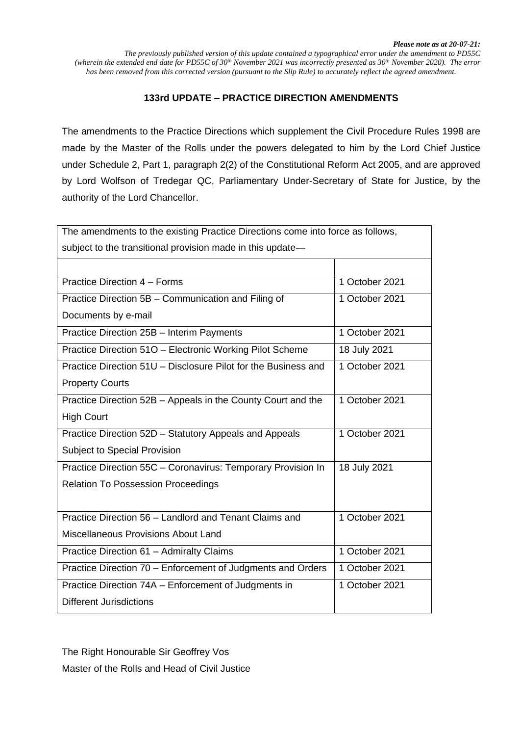***Please note as at 20-07-21:***

*The previously published version of this update contained a typographical error under the amendment to PD55C (wherein the extended end date for PD55C of 30th November 2021 was incorrectly presented as 30th November 2020). The error has been removed from this corrected version (pursuant to the Slip Rule) to accurately reflect the agreed amendment.*

## 133rd UPDATE – PRACTICE DIRECTION AMENDMENTS

The amendments to the Practice Directions which supplement the Civil Procedure Rules 1998 are made by the Master of the Rolls under the powers delegated to him by the Lord Chief Justice under Schedule 2, Part 1, paragraph 2(2) of the Constitutional Reform Act 2005, and are approved by Lord Wolfson of Tredegar QC, Parliamentary Under-Secretary of State for Justice, by the authority of the Lord Chancellor.

| The amendments to the existing Practice Directions come into force as follows, subject to the transitional provision made in this update— | |
|---|---|
| | |
| Practice Direction 4 – Forms | 1 October 2021 |
| Practice Direction 5B – Communication and Filing of Documents by e-mail | 1 October 2021 |
| Practice Direction 25B – Interim Payments | 1 October 2021 |
| Practice Direction 51O – Electronic Working Pilot Scheme | 18 July 2021 |
| Practice Direction 51U – Disclosure Pilot for the Business and Property Courts | 1 October 2021 |
| Practice Direction 52B – Appeals in the County Court and the High Court | 1 October 2021 |
| Practice Direction 52D – Statutory Appeals and Appeals Subject to Special Provision | 1 October 2021 |
| Practice Direction 55C – Coronavirus: Temporary Provision In Relation To Possession Proceedings | 18 July 2021 |
| Practice Direction 56 – Landlord and Tenant Claims and Miscellaneous Provisions About Land | 1 October 2021 |
| Practice Direction 61 – Admiralty Claims | 1 October 2021 |
| Practice Direction 70 – Enforcement of Judgments and Orders | 1 October 2021 |
| Practice Direction 74A – Enforcement of Judgments in Different Jurisdictions | 1 October 2021 |

The Right Honourable Sir Geoffrey Vos
Master of the Rolls and Head of Civil Justice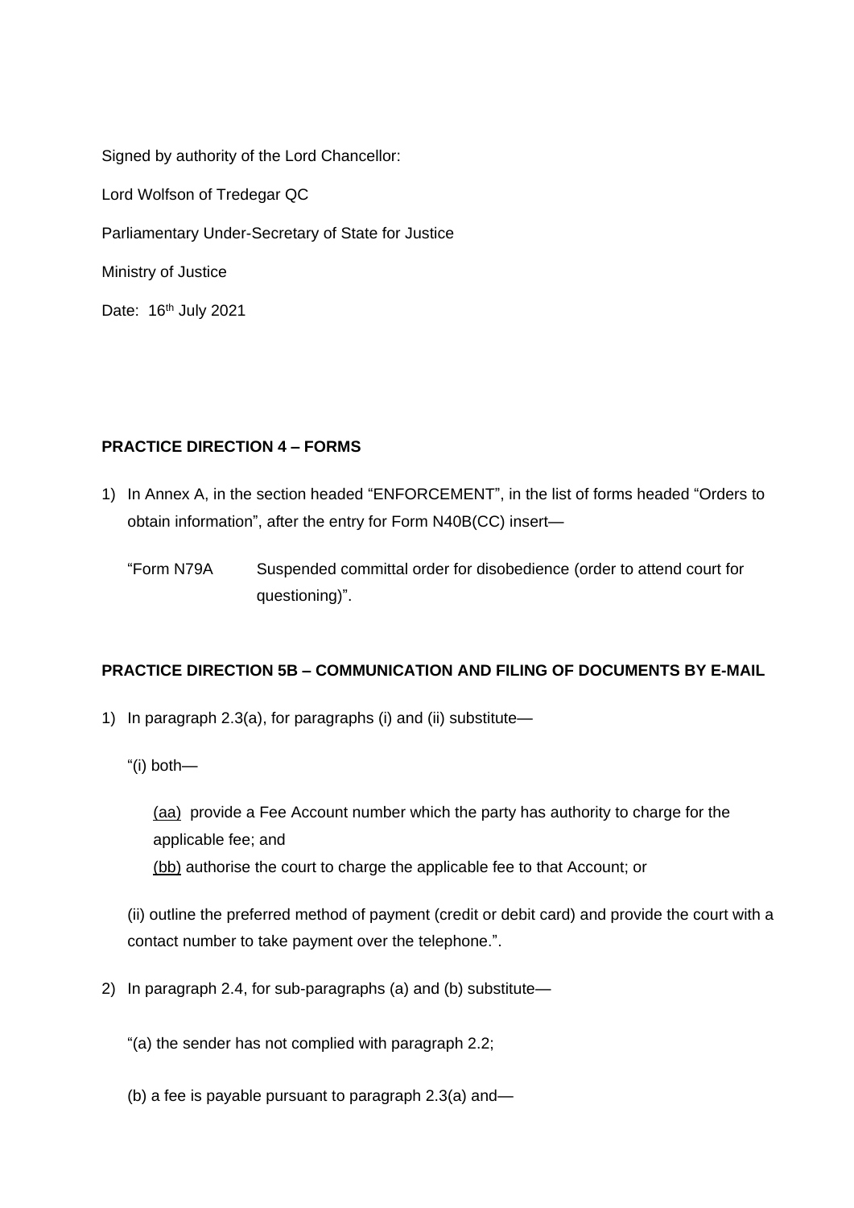Signed by authority of the Lord Chancellor:

Lord Wolfson of Tredegar QC

Parliamentary Under-Secretary of State for Justice

Ministry of Justice

Date: 16th July 2021

**PRACTICE DIRECTION 4 – FORMS**

1) In Annex A, in the section headed "ENFORCEMENT", in the list of forms headed "Orders to obtain information", after the entry for Form N40B(CC) insert—

   "Form N79A  Suspended committal order for disobedience (order to attend court for questioning)".

**PRACTICE DIRECTION 5B – COMMUNICATION AND FILING OF DOCUMENTS BY E-MAIL**

1) In paragraph 2.3(a), for paragraphs (i) and (ii) substitute—

   "(i) both—

      (aa) provide a Fee Account number which the party has authority to charge for the applicable fee; and
      (bb) authorise the court to charge the applicable fee to that Account; or

   (ii) outline the preferred method of payment (credit or debit card) and provide the court with a contact number to take payment over the telephone.".

2) In paragraph 2.4, for sub-paragraphs (a) and (b) substitute—

   "(a) the sender has not complied with paragraph 2.2;

   (b) a fee is payable pursuant to paragraph 2.3(a) and—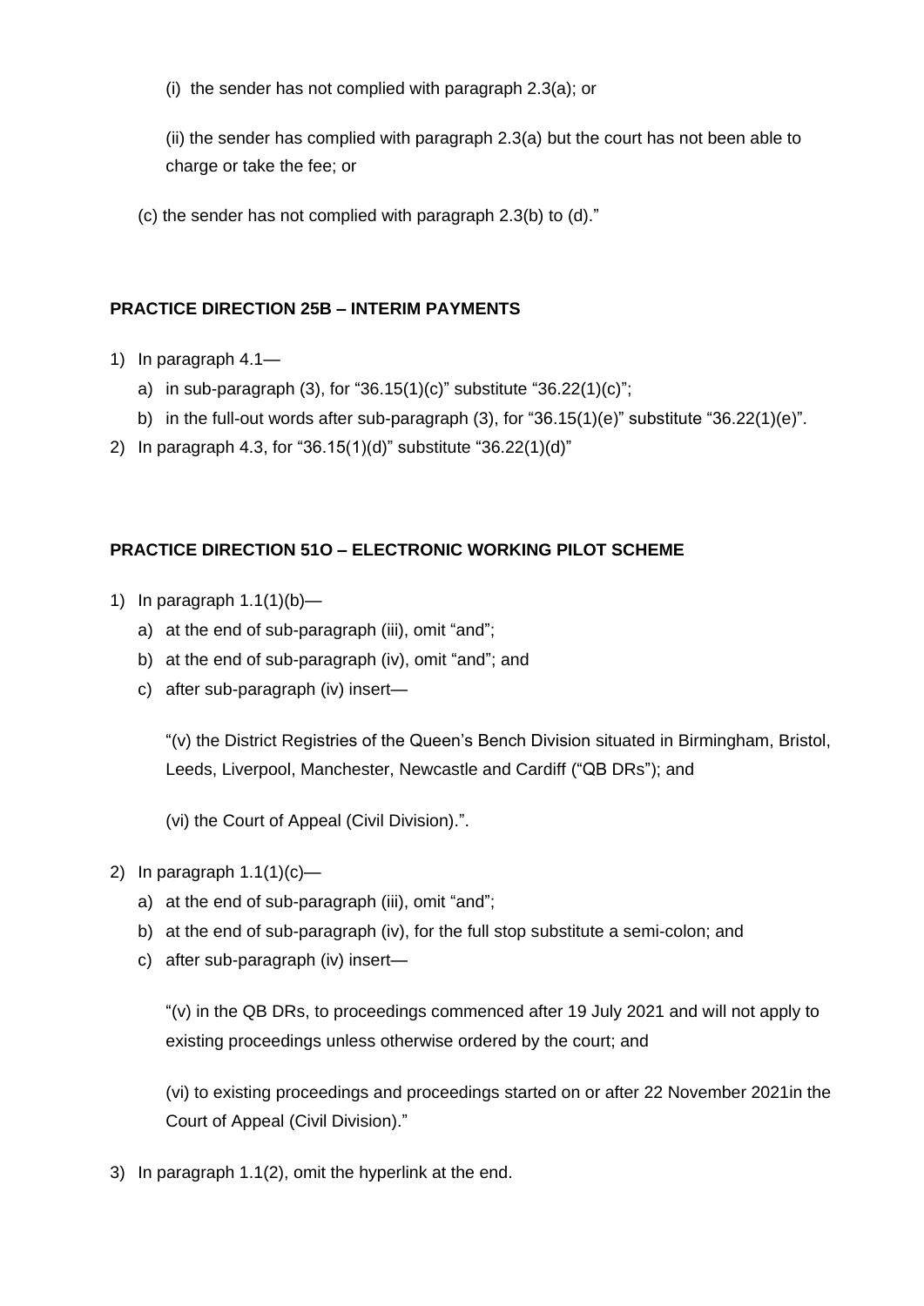(i) the sender has not complied with paragraph 2.3(a); or

(ii) the sender has complied with paragraph 2.3(a) but the court has not been able to charge or take the fee; or

(c) the sender has not complied with paragraph 2.3(b) to (d)."

**PRACTICE DIRECTION 25B – INTERIM PAYMENTS**

1) In paragraph 4.1—
   a) in sub-paragraph (3), for "36.15(1)(c)" substitute "36.22(1)(c)";
   b) in the full-out words after sub-paragraph (3), for "36.15(1)(e)" substitute "36.22(1)(e)".
2) In paragraph 4.3, for "36.15(1)(d)" substitute "36.22(1)(d)"

**PRACTICE DIRECTION 51O – ELECTRONIC WORKING PILOT SCHEME**

1) In paragraph 1.1(1)(b)—
   a) at the end of sub-paragraph (iii), omit "and";
   b) at the end of sub-paragraph (iv), omit "and"; and
   c) after sub-paragraph (iv) insert—

      "(v) the District Registries of the Queen's Bench Division situated in Birmingham, Bristol, Leeds, Liverpool, Manchester, Newcastle and Cardiff ("QB DRs"); and

      (vi) the Court of Appeal (Civil Division).".

2) In paragraph 1.1(1)(c)—
   a) at the end of sub-paragraph (iii), omit "and";
   b) at the end of sub-paragraph (iv), for the full stop substitute a semi-colon; and
   c) after sub-paragraph (iv) insert—

      "(v) in the QB DRs, to proceedings commenced after 19 July 2021 and will not apply to existing proceedings unless otherwise ordered by the court; and

      (vi) to existing proceedings and proceedings started on or after 22 November 2021in the Court of Appeal (Civil Division)."

3) In paragraph 1.1(2), omit the hyperlink at the end.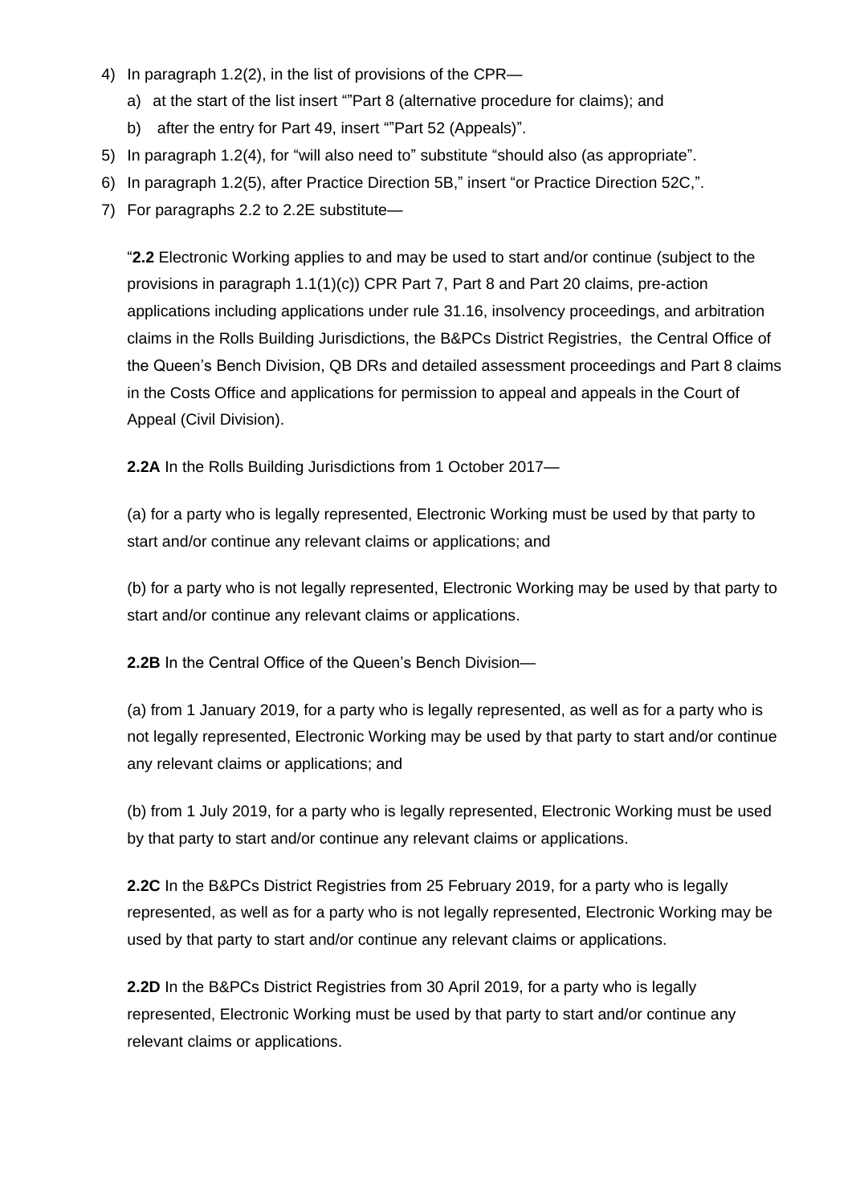4) In paragraph 1.2(2), in the list of provisions of the CPR—
   a) at the start of the list insert ""Part 8 (alternative procedure for claims); and
   b) after the entry for Part 49, insert ""Part 52 (Appeals)".
5) In paragraph 1.2(4), for "will also need to" substitute "should also (as appropriate".
6) In paragraph 1.2(5), after Practice Direction 5B," insert "or Practice Direction 52C,".
7) For paragraphs 2.2 to 2.2E substitute—

"**2.2** Electronic Working applies to and may be used to start and/or continue (subject to the provisions in paragraph 1.1(1)(c)) CPR Part 7, Part 8 and Part 20 claims, pre-action applications including applications under rule 31.16, insolvency proceedings, and arbitration claims in the Rolls Building Jurisdictions, the B&PCs District Registries, the Central Office of the Queen's Bench Division, QB DRs and detailed assessment proceedings and Part 8 claims in the Costs Office and applications for permission to appeal and appeals in the Court of Appeal (Civil Division).

**2.2A** In the Rolls Building Jurisdictions from 1 October 2017—

(a) for a party who is legally represented, Electronic Working must be used by that party to start and/or continue any relevant claims or applications; and

(b) for a party who is not legally represented, Electronic Working may be used by that party to start and/or continue any relevant claims or applications.

**2.2B** In the Central Office of the Queen's Bench Division—

(a) from 1 January 2019, for a party who is legally represented, as well as for a party who is not legally represented, Electronic Working may be used by that party to start and/or continue any relevant claims or applications; and

(b) from 1 July 2019, for a party who is legally represented, Electronic Working must be used by that party to start and/or continue any relevant claims or applications.

**2.2C** In the B&PCs District Registries from 25 February 2019, for a party who is legally represented, as well as for a party who is not legally represented, Electronic Working may be used by that party to start and/or continue any relevant claims or applications.

**2.2D** In the B&PCs District Registries from 30 April 2019, for a party who is legally represented, Electronic Working must be used by that party to start and/or continue any relevant claims or applications.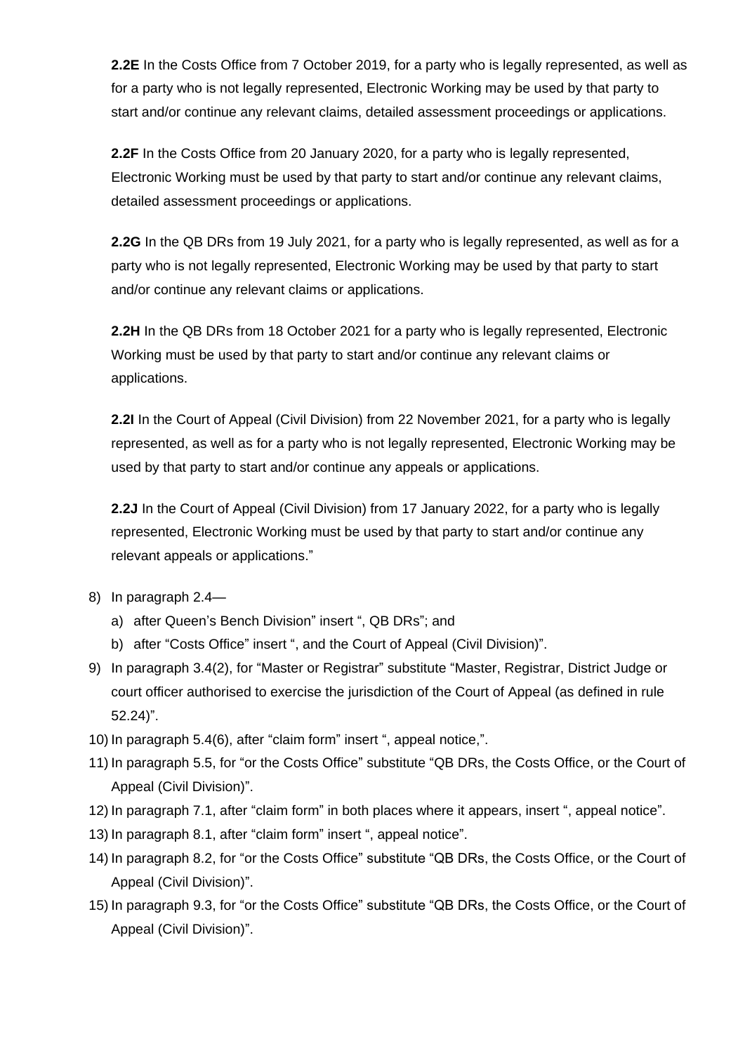**2.2E** In the Costs Office from 7 October 2019, for a party who is legally represented, as well as for a party who is not legally represented, Electronic Working may be used by that party to start and/or continue any relevant claims, detailed assessment proceedings or applications.

**2.2F** In the Costs Office from 20 January 2020, for a party who is legally represented, Electronic Working must be used by that party to start and/or continue any relevant claims, detailed assessment proceedings or applications.

**2.2G** In the QB DRs from 19 July 2021, for a party who is legally represented, as well as for a party who is not legally represented, Electronic Working may be used by that party to start and/or continue any relevant claims or applications.

**2.2H** In the QB DRs from 18 October 2021 for a party who is legally represented, Electronic Working must be used by that party to start and/or continue any relevant claims or applications.

**2.2I** In the Court of Appeal (Civil Division) from 22 November 2021, for a party who is legally represented, as well as for a party who is not legally represented, Electronic Working may be used by that party to start and/or continue any appeals or applications.

**2.2J** In the Court of Appeal (Civil Division) from 17 January 2022, for a party who is legally represented, Electronic Working must be used by that party to start and/or continue any relevant appeals or applications."

8) In paragraph 2.4—
   a) after Queen's Bench Division" insert ", QB DRs"; and
   b) after "Costs Office" insert ", and the Court of Appeal (Civil Division)".
9) In paragraph 3.4(2), for "Master or Registrar" substitute "Master, Registrar, District Judge or court officer authorised to exercise the jurisdiction of the Court of Appeal (as defined in rule 52.24)".
10) In paragraph 5.4(6), after "claim form" insert ", appeal notice,".
11) In paragraph 5.5, for "or the Costs Office" substitute "QB DRs, the Costs Office, or the Court of Appeal (Civil Division)".
12) In paragraph 7.1, after "claim form" in both places where it appears, insert ", appeal notice".
13) In paragraph 8.1, after "claim form" insert ", appeal notice".
14) In paragraph 8.2, for "or the Costs Office" substitute "QB DRs, the Costs Office, or the Court of Appeal (Civil Division)".
15) In paragraph 9.3, for "or the Costs Office" substitute "QB DRs, the Costs Office, or the Court of Appeal (Civil Division)".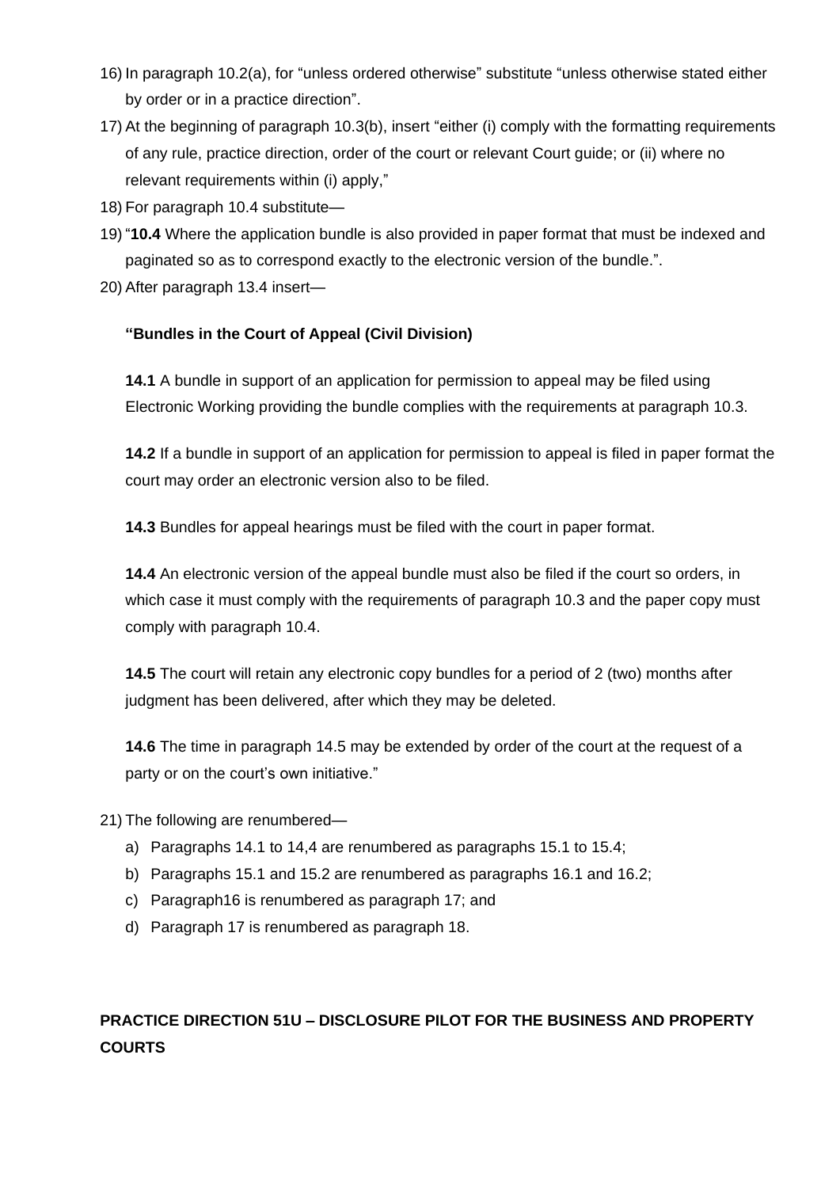16) In paragraph 10.2(a), for "unless ordered otherwise" substitute "unless otherwise stated either by order or in a practice direction".

17) At the beginning of paragraph 10.3(b), insert "either (i) comply with the formatting requirements of any rule, practice direction, order of the court or relevant Court guide; or (ii) where no relevant requirements within (i) apply,"

18) For paragraph 10.4 substitute—

19) "**10.4** Where the application bundle is also provided in paper format that must be indexed and paginated so as to correspond exactly to the electronic version of the bundle.".

20) After paragraph 13.4 insert—

   **"Bundles in the Court of Appeal (Civil Division)**

   **14.1** A bundle in support of an application for permission to appeal may be filed using Electronic Working providing the bundle complies with the requirements at paragraph 10.3.

   **14.2** If a bundle in support of an application for permission to appeal is filed in paper format the court may order an electronic version also to be filed.

   **14.3** Bundles for appeal hearings must be filed with the court in paper format.

   **14.4** An electronic version of the appeal bundle must also be filed if the court so orders, in which case it must comply with the requirements of paragraph 10.3 and the paper copy must comply with paragraph 10.4.

   **14.5** The court will retain any electronic copy bundles for a period of 2 (two) months after judgment has been delivered, after which they may be deleted.

   **14.6** The time in paragraph 14.5 may be extended by order of the court at the request of a party or on the court's own initiative."

21) The following are renumbered—
   a) Paragraphs 14.1 to 14,4 are renumbered as paragraphs 15.1 to 15.4;
   b) Paragraphs 15.1 and 15.2 are renumbered as paragraphs 16.1 and 16.2;
   c) Paragraph16 is renumbered as paragraph 17; and
   d) Paragraph 17 is renumbered as paragraph 18.

## PRACTICE DIRECTION 51U – DISCLOSURE PILOT FOR THE BUSINESS AND PROPERTY COURTS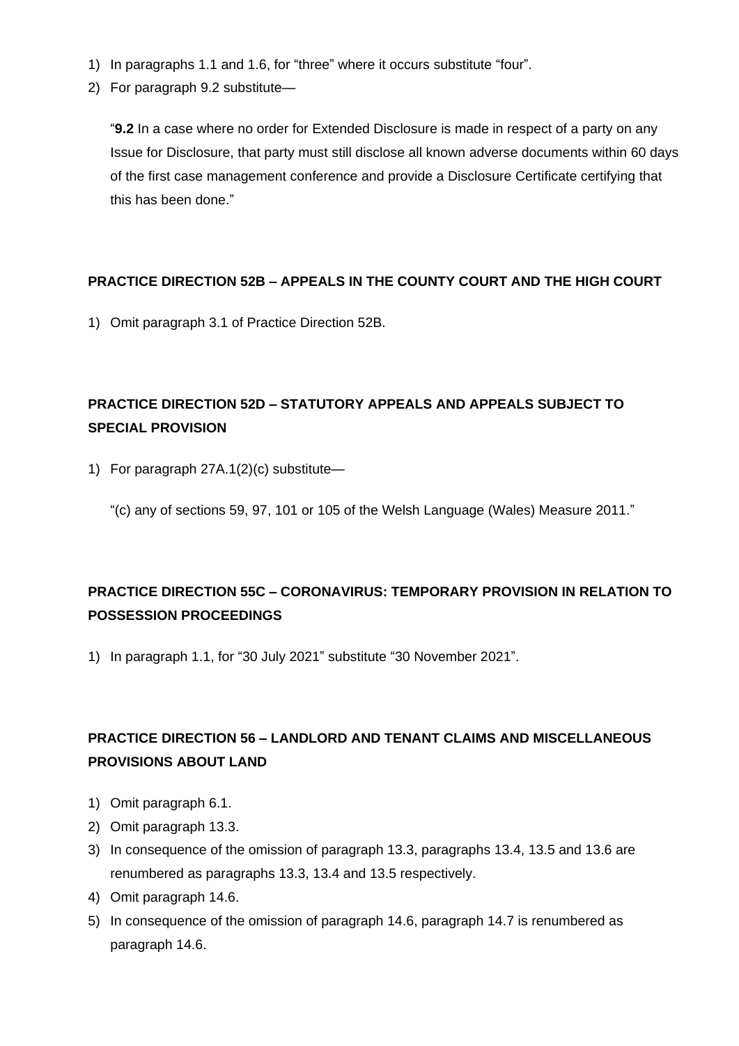1) In paragraphs 1.1 and 1.6, for “three” where it occurs substitute “four”.
2) For paragraph 9.2 substitute—

   “**9.2** In a case where no order for Extended Disclosure is made in respect of a party on any Issue for Disclosure, that party must still disclose all known adverse documents within 60 days of the first case management conference and provide a Disclosure Certificate certifying that this has been done.”

**PRACTICE DIRECTION 52B – APPEALS IN THE COUNTY COURT AND THE HIGH COURT**

1) Omit paragraph 3.1 of Practice Direction 52B.

**PRACTICE DIRECTION 52D – STATUTORY APPEALS AND APPEALS SUBJECT TO SPECIAL PROVISION**

1) For paragraph 27A.1(2)(c) substitute—

   “(c) any of sections 59, 97, 101 or 105 of the Welsh Language (Wales) Measure 2011.”

**PRACTICE DIRECTION 55C – CORONAVIRUS: TEMPORARY PROVISION IN RELATION TO POSSESSION PROCEEDINGS**

1) In paragraph 1.1, for “30 July 2021” substitute “30 November 2021”.

**PRACTICE DIRECTION 56 – LANDLORD AND TENANT CLAIMS AND MISCELLANEOUS PROVISIONS ABOUT LAND**

1) Omit paragraph 6.1.
2) Omit paragraph 13.3.
3) In consequence of the omission of paragraph 13.3, paragraphs 13.4, 13.5 and 13.6 are renumbered as paragraphs 13.3, 13.4 and 13.5 respectively.
4) Omit paragraph 14.6.
5) In consequence of the omission of paragraph 14.6, paragraph 14.7 is renumbered as paragraph 14.6.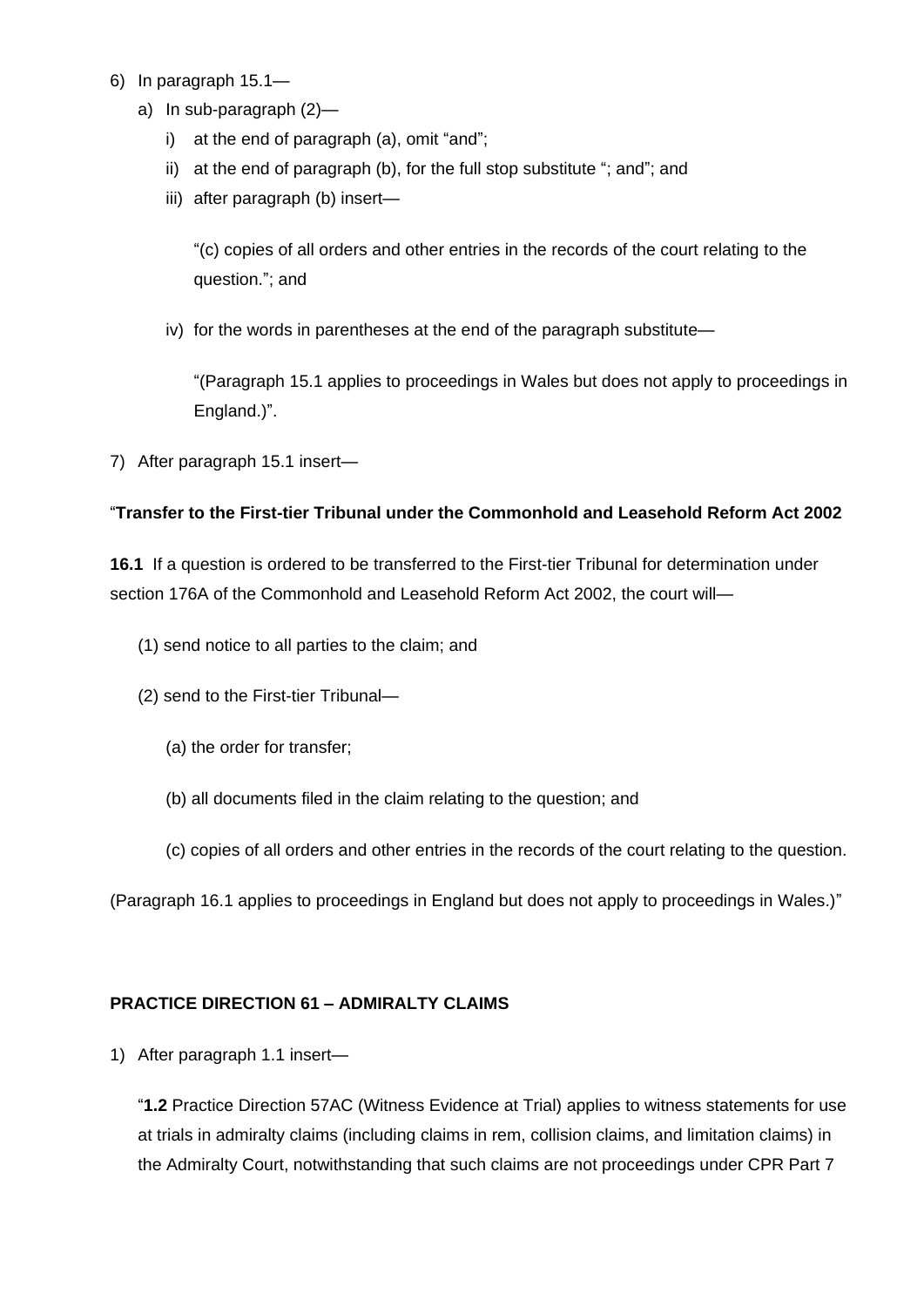6) In paragraph 15.1—

   a) In sub-paragraph (2)—

      i) at the end of paragraph (a), omit "and";

      ii) at the end of paragraph (b), for the full stop substitute "; and"; and

      iii) after paragraph (b) insert—

         "(c) copies of all orders and other entries in the records of the court relating to the question."; and

      iv) for the words in parentheses at the end of the paragraph substitute—

         "(Paragraph 15.1 applies to proceedings in Wales but does not apply to proceedings in England.)".

7) After paragraph 15.1 insert—

"**Transfer to the First-tier Tribunal under the Commonhold and Leasehold Reform Act 2002**

**16.1** If a question is ordered to be transferred to the First-tier Tribunal for determination under section 176A of the Commonhold and Leasehold Reform Act 2002, the court will—

(1) send notice to all parties to the claim; and

(2) send to the First-tier Tribunal—

(a) the order for transfer;

(b) all documents filed in the claim relating to the question; and

(c) copies of all orders and other entries in the records of the court relating to the question.

(Paragraph 16.1 applies to proceedings in England but does not apply to proceedings in Wales.)"

**PRACTICE DIRECTION 61 – ADMIRALTY CLAIMS**

1) After paragraph 1.1 insert—

   "**1.2** Practice Direction 57AC (Witness Evidence at Trial) applies to witness statements for use at trials in admiralty claims (including claims in rem, collision claims, and limitation claims) in the Admiralty Court, notwithstanding that such claims are not proceedings under CPR Part 7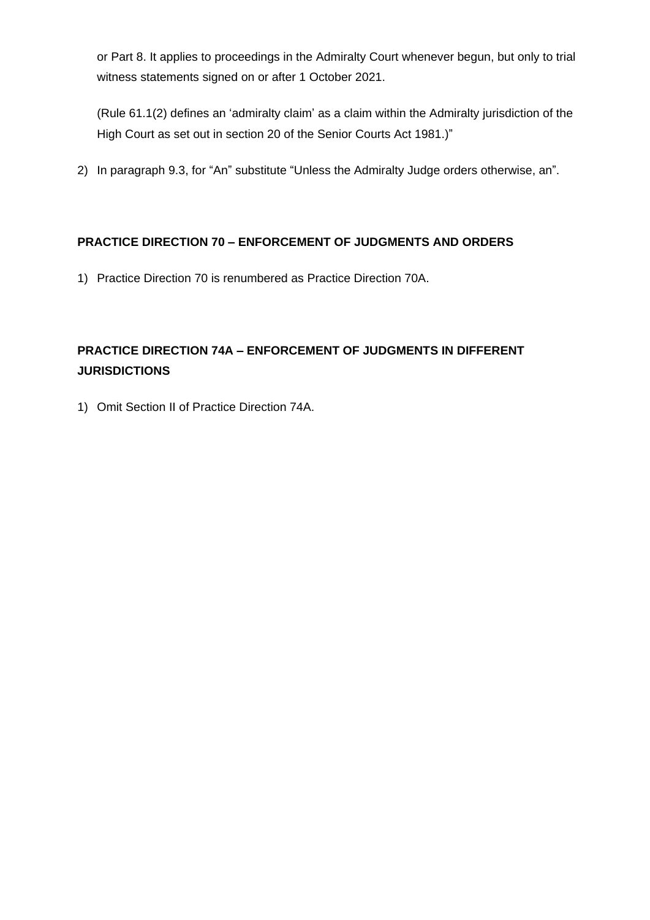or Part 8. It applies to proceedings in the Admiralty Court whenever begun, but only to trial witness statements signed on or after 1 October 2021.

(Rule 61.1(2) defines an 'admiralty claim' as a claim within the Admiralty jurisdiction of the High Court as set out in section 20 of the Senior Courts Act 1981.)"

2) In paragraph 9.3, for "An" substitute "Unless the Admiralty Judge orders otherwise, an".

**PRACTICE DIRECTION 70 – ENFORCEMENT OF JUDGMENTS AND ORDERS**

1) Practice Direction 70 is renumbered as Practice Direction 70A.

**PRACTICE DIRECTION 74A – ENFORCEMENT OF JUDGMENTS IN DIFFERENT JURISDICTIONS**

1) Omit Section II of Practice Direction 74A.